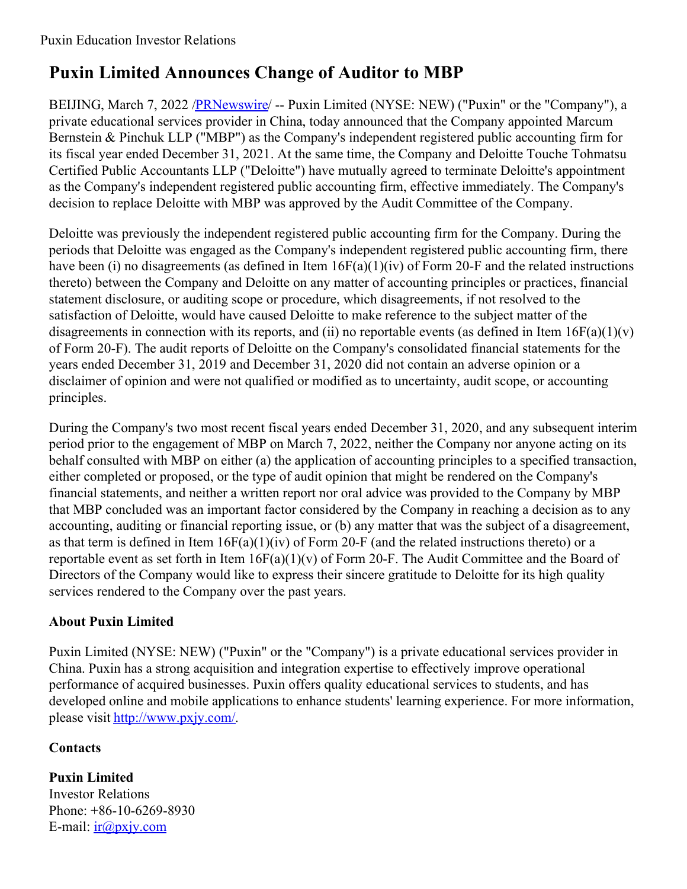# Puxin Limited Announces Change of Auditor to MBP

BEIJING, March 7, 2022 /PRNewswire/ -- Puxin Limited (NYSE: NEW) ("Puxin" or the "Company"), a private educational services provider in China, today announced that the Company appointed Marcum Bernstein & Pinchuk LLP ("MBP") as the Company's independent registered public accounting firm for its fiscal year ended December 31, 2021. At the same time, the Company and Deloitte Touche Tohmatsu Certified Public Accountants LLP ("Deloitte") have mutually agreed to terminate Deloitte's appointment as the Company's independent registered public accounting firm, effective immediately. The Company's decision to replace Deloitte with MBP was approved by the Audit Committee of the Company.

Deloitte was previously the independent registered public accounting firm for the Company. During the periods that Deloitte was engaged as the Company's independent registered public accounting firm, there have been (i) no disagreements (as defined in Item 16F(a)(1)(iv) of Form 20-F and the related instructions thereto) between the Company and Deloitte on any matter of accounting principles or practices, financial statement disclosure, or auditing scope or procedure, which disagreements, if not resolved to the satisfaction of Deloitte, would have caused Deloitte to make reference to the subject matter of the disagreements in connection with its reports, and (ii) no reportable events (as defined in Item 16F(a)(1)(v) of Form 20-F). The audit reports of Deloitte on the Company's consolidated financial statements for the years ended December 31, 2019 and December 31, 2020 did not contain an adverse opinion or a disclaimer of opinion and were not qualified or modified as to uncertainty, audit scope, or accounting principles.

During the Company's two most recent fiscal years ended December 31, 2020, and any subsequent interim period prior to the engagement of MBP on March 7, 2022, neither the Company nor anyone acting on its behalf consulted with MBP on either (a) the application of accounting principles to a specified transaction, either completed or proposed, or the type of audit opinion that might be rendered on the Company's financial statements, and neither a written report nor oral advice was provided to the Company by MBP that MBP concluded was an important factor considered by the Company in reaching a decision as to any accounting, auditing or financial reporting issue, or (b) any matter that was the subject of a disagreement, as that term is defined in Item 16F(a)(1)(iv) of Form 20-F (and the related instructions thereto) or a reportable event as set forth in Item 16F(a)(1)(v) of Form 20-F. The Audit Committee and the Board of Directors of the Company would like to express their sincere gratitude to Deloitte for its high quality services rendered to the Company over the past years.

**About Puxin Limited**

Puxin Limited (NYSE: NEW) ("Puxin" or the "Company") is a private educational services provider in China. Puxin has a strong acquisition and integration expertise to effectively improve operational performance of acquired businesses. Puxin offers quality educational services to students, and has developed online and mobile applications to enhance students' learning experience. For more information, please visit http://www.pxjy.com/.

**Contacts**

**Puxin Limited**
Investor Relations
Phone: +86-10-6269-8930
E-mail: ir@pxjy.com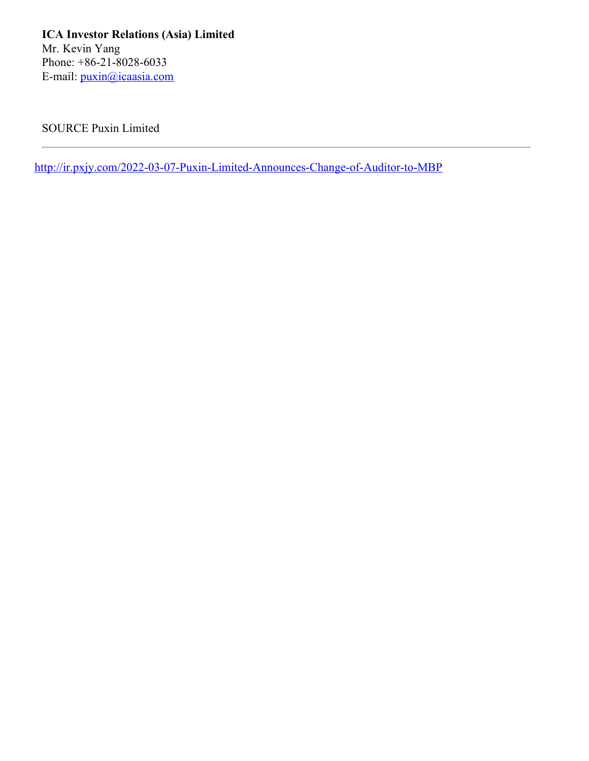**ICA Investor Relations (Asia) Limited**
Mr. Kevin Yang
Phone: +86-21-8028-6033
E-mail: [puxin@icaasia.com](mailto:puxin@icaasia.com)

SOURCE Puxin Limited

---

[http://ir.pxjy.com/2022-03-07-Puxin-Limited-Announces-Change-of-Auditor-to-MBP](http://ir.pxjy.com/2022-03-07-Puxin-Limited-Announces-Change-of-Auditor-to-MBP)